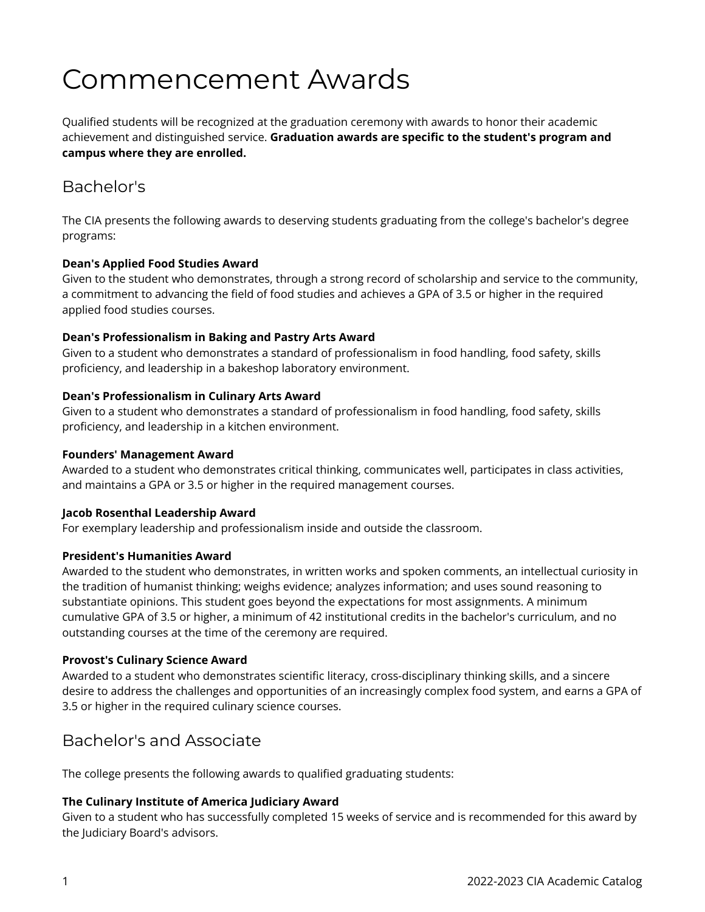# Commencement Awards

Qualified students will be recognized at the graduation ceremony with awards to honor their academic achievement and distinguished service. **Graduation awards are specific to the student's program and campus where they are enrolled.**

## Bachelor's

The CIA presents the following awards to deserving students graduating from the college's bachelor's degree programs:

**Dean's Applied Food Studies Award**
Given to the student who demonstrates, through a strong record of scholarship and service to the community, a commitment to advancing the field of food studies and achieves a GPA of 3.5 or higher in the required applied food studies courses.

**Dean's Professionalism in Baking and Pastry Arts Award**
Given to a student who demonstrates a standard of professionalism in food handling, food safety, skills proficiency, and leadership in a bakeshop laboratory environment.

**Dean's Professionalism in Culinary Arts Award**
Given to a student who demonstrates a standard of professionalism in food handling, food safety, skills proficiency, and leadership in a kitchen environment.

**Founders' Management Award**
Awarded to a student who demonstrates critical thinking, communicates well, participates in class activities, and maintains a GPA or 3.5 or higher in the required management courses.

**Jacob Rosenthal Leadership Award**
For exemplary leadership and professionalism inside and outside the classroom.

**President's Humanities Award**
Awarded to the student who demonstrates, in written works and spoken comments, an intellectual curiosity in the tradition of humanist thinking; weighs evidence; analyzes information; and uses sound reasoning to substantiate opinions. This student goes beyond the expectations for most assignments. A minimum cumulative GPA of 3.5 or higher, a minimum of 42 institutional credits in the bachelor's curriculum, and no outstanding courses at the time of the ceremony are required.

**Provost's Culinary Science Award**
Awarded to a student who demonstrates scientific literacy, cross-disciplinary thinking skills, and a sincere desire to address the challenges and opportunities of an increasingly complex food system, and earns a GPA of 3.5 or higher in the required culinary science courses.

## Bachelor's and Associate

The college presents the following awards to qualified graduating students:

**The Culinary Institute of America Judiciary Award**
Given to a student who has successfully completed 15 weeks of service and is recommended for this award by the Judiciary Board's advisors.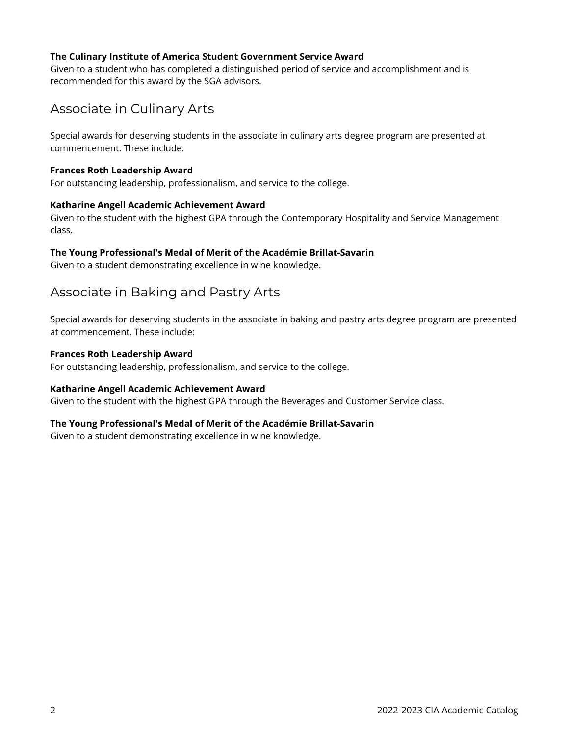**The Culinary Institute of America Student Government Service Award**
Given to a student who has completed a distinguished period of service and accomplishment and is recommended for this award by the SGA advisors.

## Associate in Culinary Arts

Special awards for deserving students in the associate in culinary arts degree program are presented at commencement. These include:

**Frances Roth Leadership Award**
For outstanding leadership, professionalism, and service to the college.

**Katharine Angell Academic Achievement Award**
Given to the student with the highest GPA through the Contemporary Hospitality and Service Management class.

**The Young Professional's Medal of Merit of the Académie Brillat-Savarin**
Given to a student demonstrating excellence in wine knowledge.

## Associate in Baking and Pastry Arts

Special awards for deserving students in the associate in baking and pastry arts degree program are presented at commencement. These include:

**Frances Roth Leadership Award**
For outstanding leadership, professionalism, and service to the college.

**Katharine Angell Academic Achievement Award**
Given to the student with the highest GPA through the Beverages and Customer Service class.

**The Young Professional's Medal of Merit of the Académie Brillat-Savarin**
Given to a student demonstrating excellence in wine knowledge.